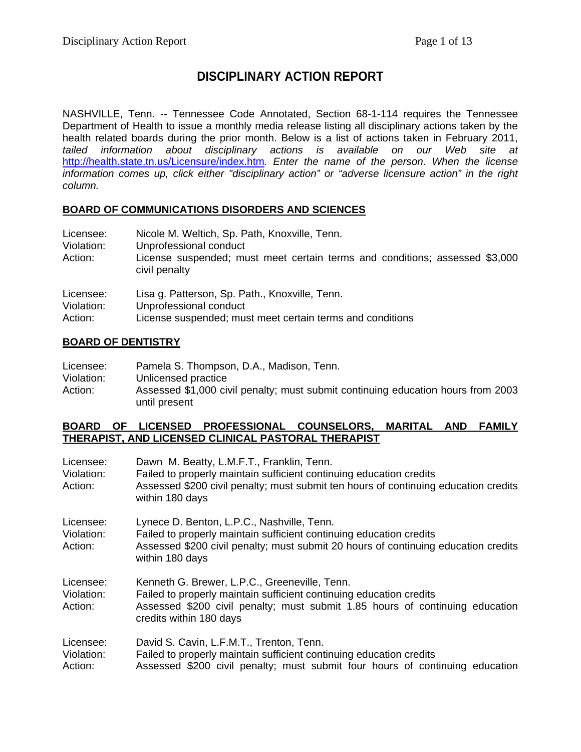# DISCIPLINARY ACTION REPORT

NASHVILLE, Tenn. -- Tennessee Code Annotated, Section 68-1-114 requires the Tennessee Department of Health to issue a monthly media release listing all disciplinary actions taken by the health related boards during the prior month. Below is a list of actions taken in February 2011, *tailed information about disciplinary actions is available on our Web site at* http://health.state.tn.us/Licensure/index.htm*. Enter the name of the person. When the license information comes up, click either "disciplinary action" or "adverse licensure action" in the right column.*

## BOARD OF COMMUNICATIONS DISORDERS AND SCIENCES

Licensee: Nicole M. Weltich, Sp. Path, Knoxville, Tenn.
Violation: Unprofessional conduct
Action: License suspended; must meet certain terms and conditions; assessed $3,000 civil penalty

Licensee: Lisa g. Patterson, Sp. Path., Knoxville, Tenn.
Violation: Unprofessional conduct
Action: License suspended; must meet certain terms and conditions

## BOARD OF DENTISTRY

Licensee: Pamela S. Thompson, D.A., Madison, Tenn.
Violation: Unlicensed practice
Action: Assessed $1,000 civil penalty; must submit continuing education hours from 2003 until present

## BOARD OF LICENSED PROFESSIONAL COUNSELORS, MARITAL AND FAMILY THERAPIST, AND LICENSED CLINICAL PASTORAL THERAPIST

Licensee: Dawn M. Beatty, L.M.F.T., Franklin, Tenn.
Violation: Failed to properly maintain sufficient continuing education credits
Action: Assessed $200 civil penalty; must submit ten hours of continuing education credits within 180 days

Licensee: Lynece D. Benton, L.P.C., Nashville, Tenn.
Violation: Failed to properly maintain sufficient continuing education credits
Action: Assessed $200 civil penalty; must submit 20 hours of continuing education credits within 180 days

Licensee: Kenneth G. Brewer, L.P.C., Greeneville, Tenn.
Violation: Failed to properly maintain sufficient continuing education credits
Action: Assessed $200 civil penalty; must submit 1.85 hours of continuing education credits within 180 days

Licensee: David S. Cavin, L.F.M.T., Trenton, Tenn.
Violation: Failed to properly maintain sufficient continuing education credits
Action: Assessed $200 civil penalty; must submit four hours of continuing education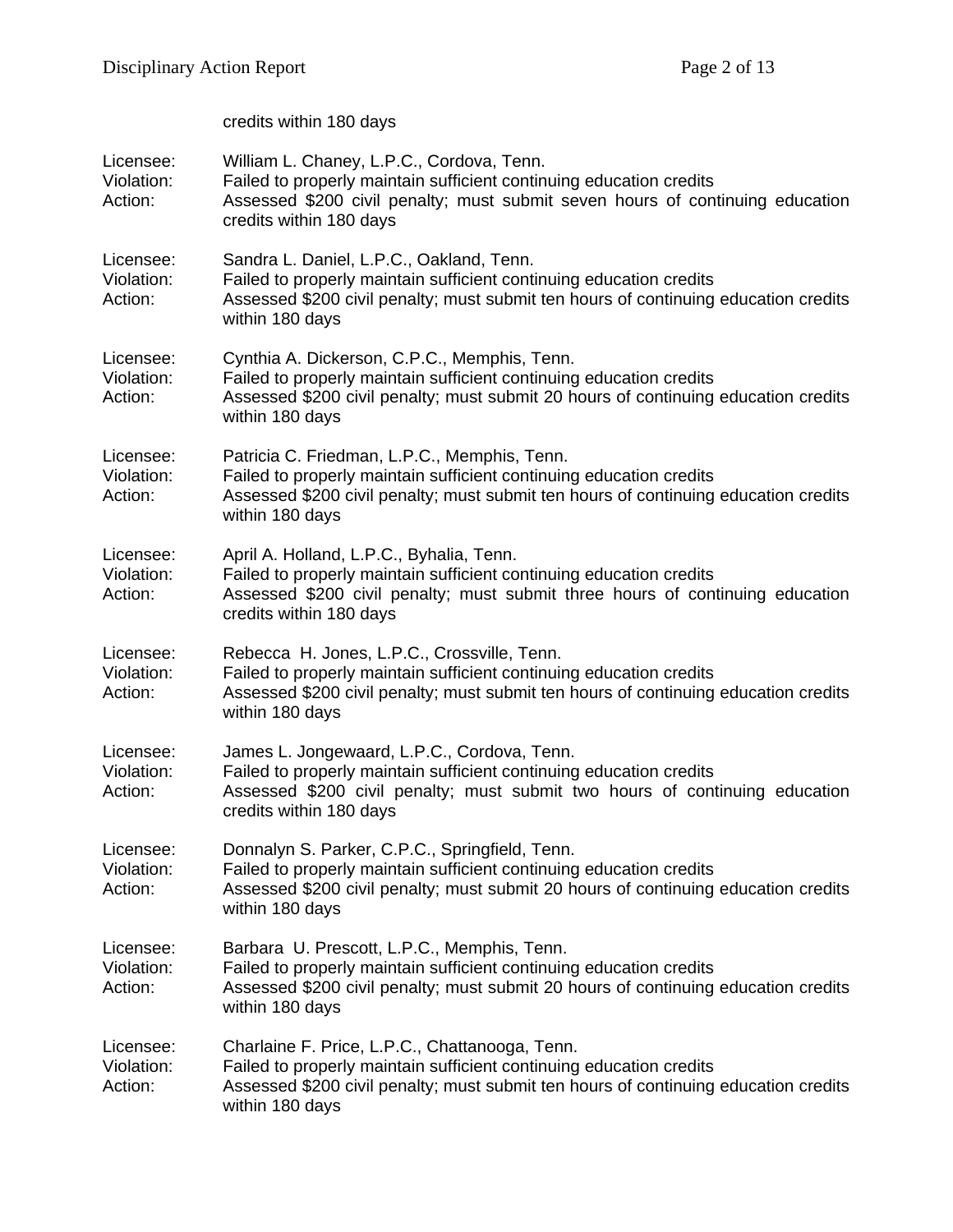credits within 180 days

Licensee: William L. Chaney, L.P.C., Cordova, Tenn.
Violation: Failed to properly maintain sufficient continuing education credits
Action: Assessed $200 civil penalty; must submit seven hours of continuing education credits within 180 days

Licensee: Sandra L. Daniel, L.P.C., Oakland, Tenn.
Violation: Failed to properly maintain sufficient continuing education credits
Action: Assessed $200 civil penalty; must submit ten hours of continuing education credits within 180 days

Licensee: Cynthia A. Dickerson, C.P.C., Memphis, Tenn.
Violation: Failed to properly maintain sufficient continuing education credits
Action: Assessed $200 civil penalty; must submit 20 hours of continuing education credits within 180 days

Licensee: Patricia C. Friedman, L.P.C., Memphis, Tenn.
Violation: Failed to properly maintain sufficient continuing education credits
Action: Assessed $200 civil penalty; must submit ten hours of continuing education credits within 180 days

Licensee: April A. Holland, L.P.C., Byhalia, Tenn.
Violation: Failed to properly maintain sufficient continuing education credits
Action: Assessed $200 civil penalty; must submit three hours of continuing education credits within 180 days

Licensee: Rebecca H. Jones, L.P.C., Crossville, Tenn.
Violation: Failed to properly maintain sufficient continuing education credits
Action: Assessed $200 civil penalty; must submit ten hours of continuing education credits within 180 days

Licensee: James L. Jongewaard, L.P.C., Cordova, Tenn.
Violation: Failed to properly maintain sufficient continuing education credits
Action: Assessed $200 civil penalty; must submit two hours of continuing education credits within 180 days

Licensee: Donnalyn S. Parker, C.P.C., Springfield, Tenn.
Violation: Failed to properly maintain sufficient continuing education credits
Action: Assessed $200 civil penalty; must submit 20 hours of continuing education credits within 180 days

Licensee: Barbara U. Prescott, L.P.C., Memphis, Tenn.
Violation: Failed to properly maintain sufficient continuing education credits
Action: Assessed $200 civil penalty; must submit 20 hours of continuing education credits within 180 days

Licensee: Charlaine F. Price, L.P.C., Chattanooga, Tenn.
Violation: Failed to properly maintain sufficient continuing education credits
Action: Assessed $200 civil penalty; must submit ten hours of continuing education credits within 180 days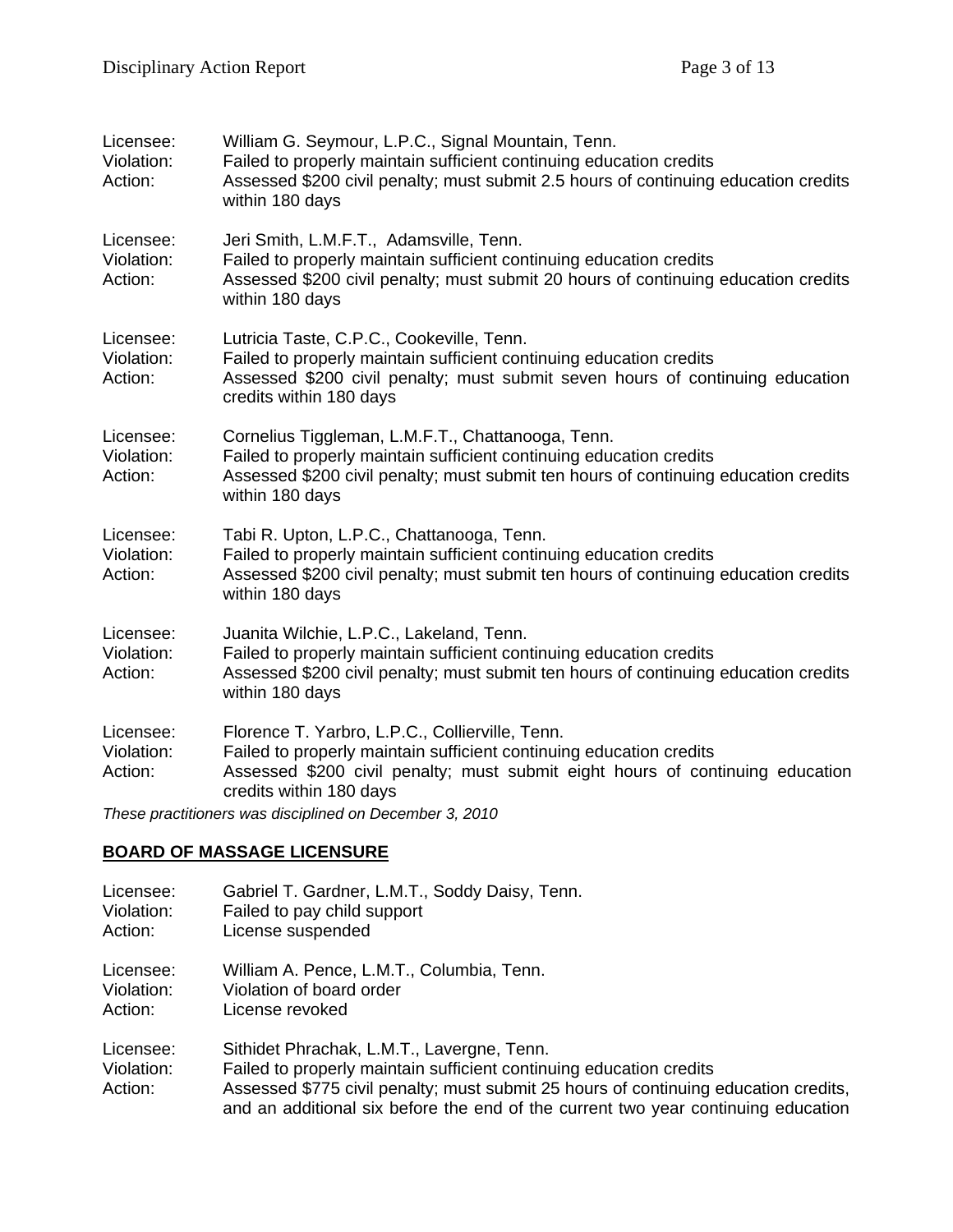Licensee: William G. Seymour, L.P.C., Signal Mountain, Tenn.
Violation: Failed to properly maintain sufficient continuing education credits
Action: Assessed $200 civil penalty; must submit 2.5 hours of continuing education credits within 180 days

Licensee: Jeri Smith, L.M.F.T., Adamsville, Tenn.
Violation: Failed to properly maintain sufficient continuing education credits
Action: Assessed $200 civil penalty; must submit 20 hours of continuing education credits within 180 days

Licensee: Lutricia Taste, C.P.C., Cookeville, Tenn.
Violation: Failed to properly maintain sufficient continuing education credits
Action: Assessed $200 civil penalty; must submit seven hours of continuing education credits within 180 days

Licensee: Cornelius Tiggleman, L.M.F.T., Chattanooga, Tenn.
Violation: Failed to properly maintain sufficient continuing education credits
Action: Assessed $200 civil penalty; must submit ten hours of continuing education credits within 180 days

Licensee: Tabi R. Upton, L.P.C., Chattanooga, Tenn.
Violation: Failed to properly maintain sufficient continuing education credits
Action: Assessed $200 civil penalty; must submit ten hours of continuing education credits within 180 days

Licensee: Juanita Wilchie, L.P.C., Lakeland, Tenn.
Violation: Failed to properly maintain sufficient continuing education credits
Action: Assessed $200 civil penalty; must submit ten hours of continuing education credits within 180 days

Licensee: Florence T. Yarbro, L.P.C., Collierville, Tenn.
Violation: Failed to properly maintain sufficient continuing education credits
Action: Assessed $200 civil penalty; must submit eight hours of continuing education credits within 180 days

*These practitioners was disciplined on December 3, 2010*

## **BOARD OF MASSAGE LICENSURE**

Licensee: Gabriel T. Gardner, L.M.T., Soddy Daisy, Tenn.
Violation: Failed to pay child support
Action: License suspended

Licensee: William A. Pence, L.M.T., Columbia, Tenn.
Violation: Violation of board order
Action: License revoked

Licensee: Sithidet Phrachak, L.M.T., Lavergne, Tenn.
Violation: Failed to properly maintain sufficient continuing education credits
Action: Assessed $775 civil penalty; must submit 25 hours of continuing education credits, and an additional six before the end of the current two year continuing education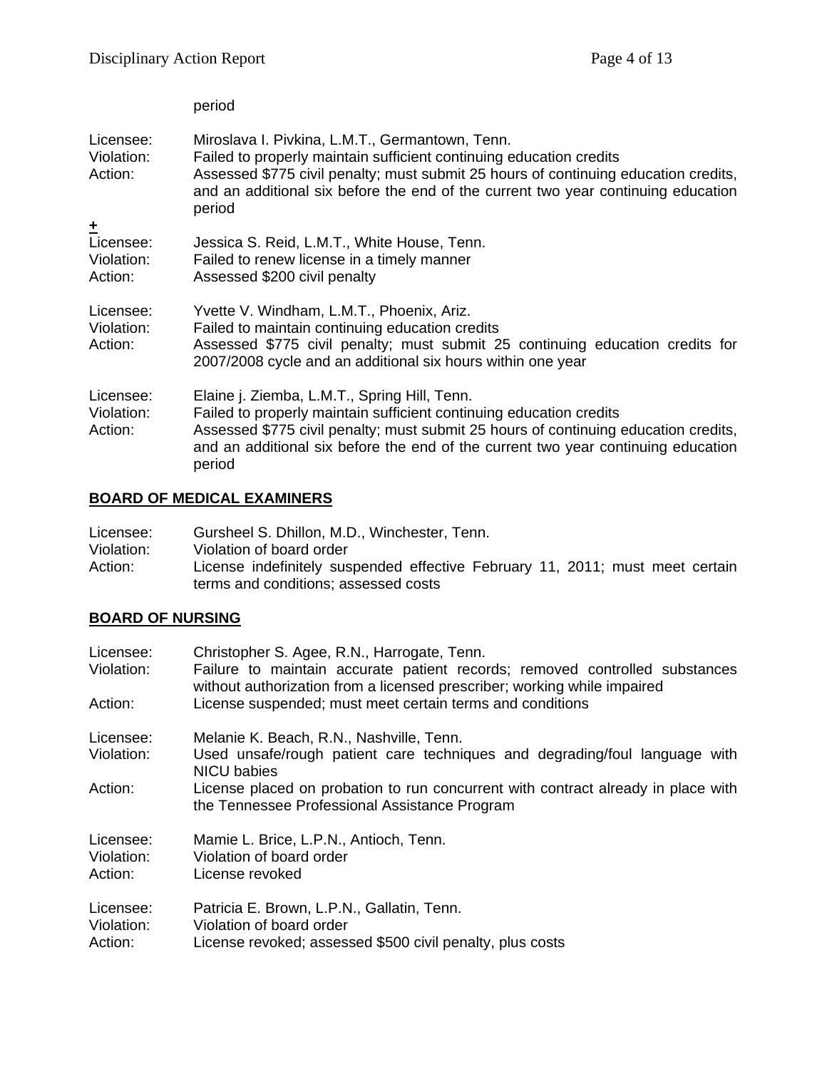period

Licensee: Miroslava I. Pivkina, L.M.T., Germantown, Tenn.
Violation: Failed to properly maintain sufficient continuing education credits
Action: Assessed $775 civil penalty; must submit 25 hours of continuing education credits, and an additional six before the end of the current two year continuing education period

+
Licensee: Jessica S. Reid, L.M.T., White House, Tenn.
Violation: Failed to renew license in a timely manner
Action: Assessed $200 civil penalty

Licensee: Yvette V. Windham, L.M.T., Phoenix, Ariz.
Violation: Failed to maintain continuing education credits
Action: Assessed $775 civil penalty; must submit 25 continuing education credits for 2007/2008 cycle and an additional six hours within one year

Licensee: Elaine j. Ziemba, L.M.T., Spring Hill, Tenn.
Violation: Failed to properly maintain sufficient continuing education credits
Action: Assessed $775 civil penalty; must submit 25 hours of continuing education credits, and an additional six before the end of the current two year continuing education period

## BOARD OF MEDICAL EXAMINERS

Licensee: Gursheel S. Dhillon, M.D., Winchester, Tenn.
Violation: Violation of board order
Action: License indefinitely suspended effective February 11, 2011; must meet certain terms and conditions; assessed costs

## BOARD OF NURSING

Licensee: Christopher S. Agee, R.N., Harrogate, Tenn.
Violation: Failure to maintain accurate patient records; removed controlled substances without authorization from a licensed prescriber; working while impaired
Action: License suspended; must meet certain terms and conditions

Licensee: Melanie K. Beach, R.N., Nashville, Tenn.
Violation: Used unsafe/rough patient care techniques and degrading/foul language with NICU babies
Action: License placed on probation to run concurrent with contract already in place with the Tennessee Professional Assistance Program

Licensee: Mamie L. Brice, L.P.N., Antioch, Tenn.
Violation: Violation of board order
Action: License revoked

Licensee: Patricia E. Brown, L.P.N., Gallatin, Tenn.
Violation: Violation of board order
Action: License revoked; assessed $500 civil penalty, plus costs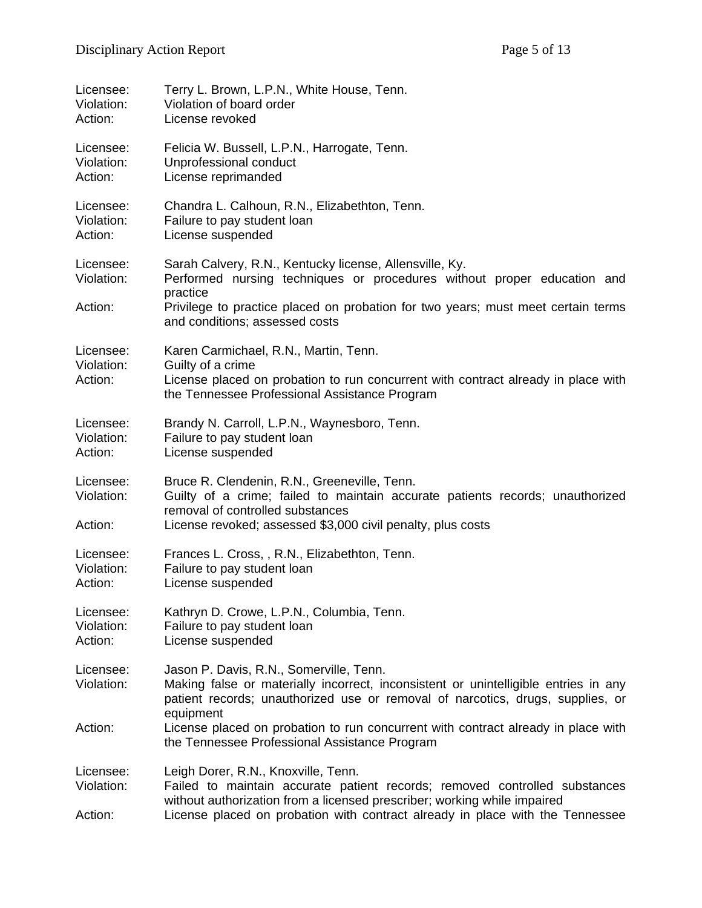Licensee: Terry L. Brown, L.P.N., White House, Tenn.
Violation: Violation of board order
Action: License revoked

Licensee: Felicia W. Bussell, L.P.N., Harrogate, Tenn.
Violation: Unprofessional conduct
Action: License reprimanded

Licensee: Chandra L. Calhoun, R.N., Elizabethton, Tenn.
Violation: Failure to pay student loan
Action: License suspended

Licensee: Sarah Calvery, R.N., Kentucky license, Allensville, Ky.
Violation: Performed nursing techniques or procedures without proper education and practice
Action: Privilege to practice placed on probation for two years; must meet certain terms and conditions; assessed costs

Licensee: Karen Carmichael, R.N., Martin, Tenn.
Violation: Guilty of a crime
Action: License placed on probation to run concurrent with contract already in place with the Tennessee Professional Assistance Program

Licensee: Brandy N. Carroll, L.P.N., Waynesboro, Tenn.
Violation: Failure to pay student loan
Action: License suspended

Licensee: Bruce R. Clendenin, R.N., Greeneville, Tenn.
Violation: Guilty of a crime; failed to maintain accurate patients records; unauthorized removal of controlled substances
Action: License revoked; assessed $3,000 civil penalty, plus costs

Licensee: Frances L. Cross, , R.N., Elizabethton, Tenn.
Violation: Failure to pay student loan
Action: License suspended

Licensee: Kathryn D. Crowe, L.P.N., Columbia, Tenn.
Violation: Failure to pay student loan
Action: License suspended

Licensee: Jason P. Davis, R.N., Somerville, Tenn.
Violation: Making false or materially incorrect, inconsistent or unintelligible entries in any patient records; unauthorized use or removal of narcotics, drugs, supplies, or equipment
Action: License placed on probation to run concurrent with contract already in place with the Tennessee Professional Assistance Program

Licensee: Leigh Dorer, R.N., Knoxville, Tenn.
Violation: Failed to maintain accurate patient records; removed controlled substances without authorization from a licensed prescriber; working while impaired
Action: License placed on probation with contract already in place with the Tennessee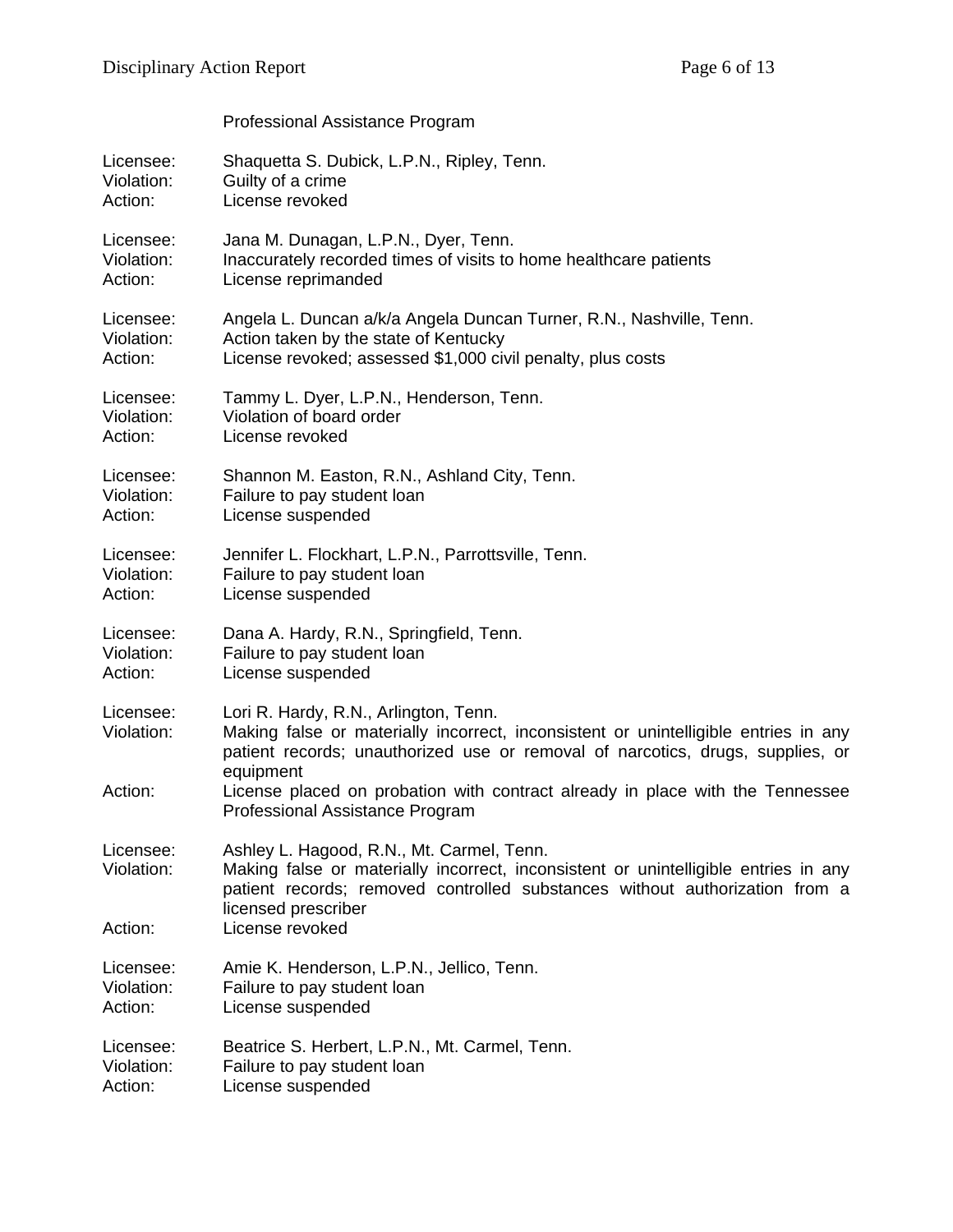Professional Assistance Program

Licensee: Shaquetta S. Dubick, L.P.N., Ripley, Tenn.
Violation: Guilty of a crime
Action: License revoked

Licensee: Jana M. Dunagan, L.P.N., Dyer, Tenn.
Violation: Inaccurately recorded times of visits to home healthcare patients
Action: License reprimanded

Licensee: Angela L. Duncan a/k/a Angela Duncan Turner, R.N., Nashville, Tenn.
Violation: Action taken by the state of Kentucky
Action: License revoked; assessed $1,000 civil penalty, plus costs

Licensee: Tammy L. Dyer, L.P.N., Henderson, Tenn.
Violation: Violation of board order
Action: License revoked

Licensee: Shannon M. Easton, R.N., Ashland City, Tenn.
Violation: Failure to pay student loan
Action: License suspended

Licensee: Jennifer L. Flockhart, L.P.N., Parrottsville, Tenn.
Violation: Failure to pay student loan
Action: License suspended

Licensee: Dana A. Hardy, R.N., Springfield, Tenn.
Violation: Failure to pay student loan
Action: License suspended

Licensee: Lori R. Hardy, R.N., Arlington, Tenn.
Violation: Making false or materially incorrect, inconsistent or unintelligible entries in any patient records; unauthorized use or removal of narcotics, drugs, supplies, or equipment
Action: License placed on probation with contract already in place with the Tennessee Professional Assistance Program

Licensee: Ashley L. Hagood, R.N., Mt. Carmel, Tenn.
Violation: Making false or materially incorrect, inconsistent or unintelligible entries in any patient records; removed controlled substances without authorization from a licensed prescriber
Action: License revoked

Licensee: Amie K. Henderson, L.P.N., Jellico, Tenn.
Violation: Failure to pay student loan
Action: License suspended

Licensee: Beatrice S. Herbert, L.P.N., Mt. Carmel, Tenn.
Violation: Failure to pay student loan
Action: License suspended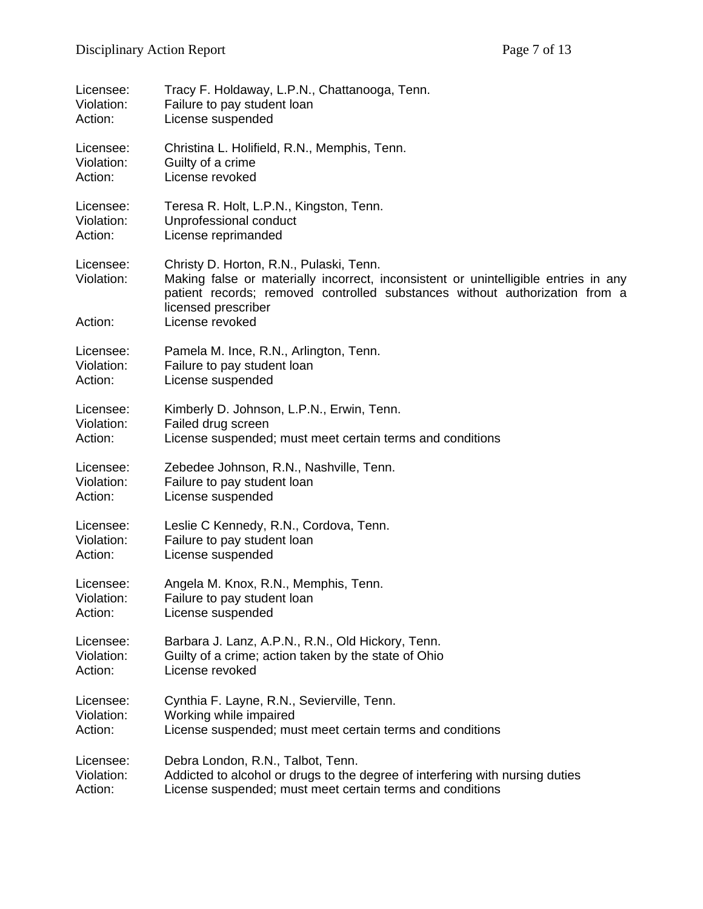Licensee: Tracy F. Holdaway, L.P.N., Chattanooga, Tenn.
Violation: Failure to pay student loan
Action: License suspended

Licensee: Christina L. Holifield, R.N., Memphis, Tenn.
Violation: Guilty of a crime
Action: License revoked

Licensee: Teresa R. Holt, L.P.N., Kingston, Tenn.
Violation: Unprofessional conduct
Action: License reprimanded

Licensee: Christy D. Horton, R.N., Pulaski, Tenn.
Violation: Making false or materially incorrect, inconsistent or unintelligible entries in any patient records; removed controlled substances without authorization from a licensed prescriber
Action: License revoked

Licensee: Pamela M. Ince, R.N., Arlington, Tenn.
Violation: Failure to pay student loan
Action: License suspended

Licensee: Kimberly D. Johnson, L.P.N., Erwin, Tenn.
Violation: Failed drug screen
Action: License suspended; must meet certain terms and conditions

Licensee: Zebedee Johnson, R.N., Nashville, Tenn.
Violation: Failure to pay student loan
Action: License suspended

Licensee: Leslie C Kennedy, R.N., Cordova, Tenn.
Violation: Failure to pay student loan
Action: License suspended

Licensee: Angela M. Knox, R.N., Memphis, Tenn.
Violation: Failure to pay student loan
Action: License suspended

Licensee: Barbara J. Lanz, A.P.N., R.N., Old Hickory, Tenn.
Violation: Guilty of a crime; action taken by the state of Ohio
Action: License revoked

Licensee: Cynthia F. Layne, R.N., Sevierville, Tenn.
Violation: Working while impaired
Action: License suspended; must meet certain terms and conditions

Licensee: Debra London, R.N., Talbot, Tenn.
Violation: Addicted to alcohol or drugs to the degree of interfering with nursing duties
Action: License suspended; must meet certain terms and conditions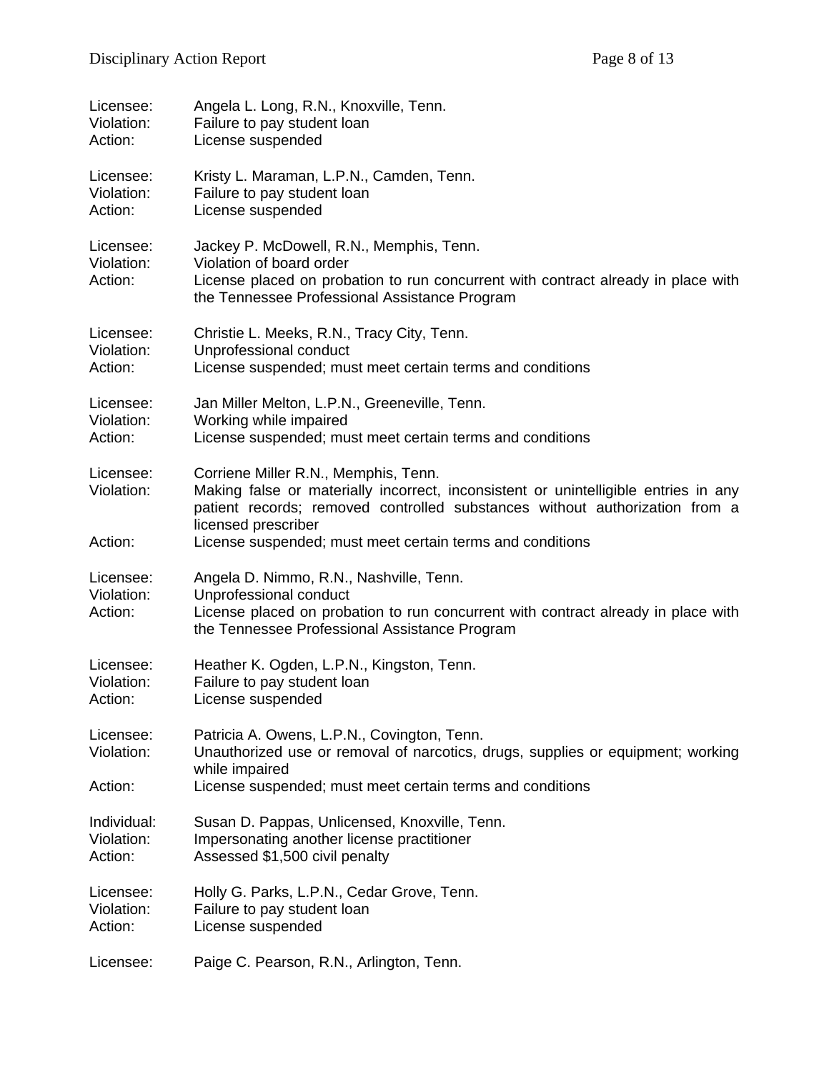Licensee: Angela L. Long, R.N., Knoxville, Tenn.
Violation: Failure to pay student loan
Action: License suspended

Licensee: Kristy L. Maraman, L.P.N., Camden, Tenn.
Violation: Failure to pay student loan
Action: License suspended

Licensee: Jackey P. McDowell, R.N., Memphis, Tenn.
Violation: Violation of board order
Action: License placed on probation to run concurrent with contract already in place with the Tennessee Professional Assistance Program

Licensee: Christie L. Meeks, R.N., Tracy City, Tenn.
Violation: Unprofessional conduct
Action: License suspended; must meet certain terms and conditions

Licensee: Jan Miller Melton, L.P.N., Greeneville, Tenn.
Violation: Working while impaired
Action: License suspended; must meet certain terms and conditions

Licensee: Corriene Miller R.N., Memphis, Tenn.
Violation: Making false or materially incorrect, inconsistent or unintelligible entries in any patient records; removed controlled substances without authorization from a licensed prescriber
Action: License suspended; must meet certain terms and conditions

Licensee: Angela D. Nimmo, R.N., Nashville, Tenn.
Violation: Unprofessional conduct
Action: License placed on probation to run concurrent with contract already in place with the Tennessee Professional Assistance Program

Licensee: Heather K. Ogden, L.P.N., Kingston, Tenn.
Violation: Failure to pay student loan
Action: License suspended

Licensee: Patricia A. Owens, L.P.N., Covington, Tenn.
Violation: Unauthorized use or removal of narcotics, drugs, supplies or equipment; working while impaired
Action: License suspended; must meet certain terms and conditions

Individual: Susan D. Pappas, Unlicensed, Knoxville, Tenn.
Violation: Impersonating another license practitioner
Action: Assessed $1,500 civil penalty

Licensee: Holly G. Parks, L.P.N., Cedar Grove, Tenn.
Violation: Failure to pay student loan
Action: License suspended

Licensee: Paige C. Pearson, R.N., Arlington, Tenn.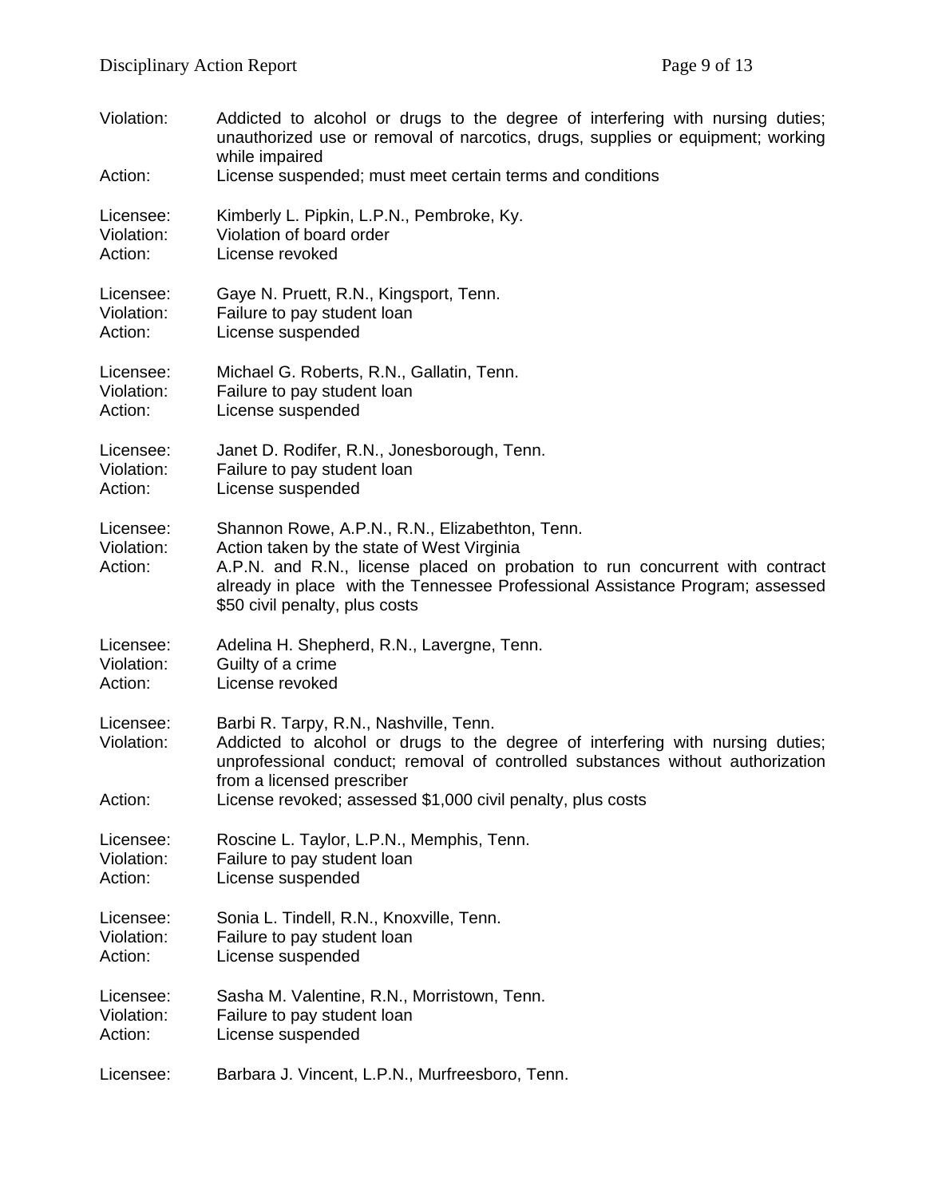Violation: Addicted to alcohol or drugs to the degree of interfering with nursing duties; unauthorized use or removal of narcotics, drugs, supplies or equipment; working while impaired
Action: License suspended; must meet certain terms and conditions

Licensee: Kimberly L. Pipkin, L.P.N., Pembroke, Ky.
Violation: Violation of board order
Action: License revoked

Licensee: Gaye N. Pruett, R.N., Kingsport, Tenn.
Violation: Failure to pay student loan
Action: License suspended

Licensee: Michael G. Roberts, R.N., Gallatin, Tenn.
Violation: Failure to pay student loan
Action: License suspended

Licensee: Janet D. Rodifer, R.N., Jonesborough, Tenn.
Violation: Failure to pay student loan
Action: License suspended

Licensee: Shannon Rowe, A.P.N., R.N., Elizabethton, Tenn.
Violation: Action taken by the state of West Virginia
Action: A.P.N. and R.N., license placed on probation to run concurrent with contract already in place with the Tennessee Professional Assistance Program; assessed $50 civil penalty, plus costs

Licensee: Adelina H. Shepherd, R.N., Lavergne, Tenn.
Violation: Guilty of a crime
Action: License revoked

Licensee: Barbi R. Tarpy, R.N., Nashville, Tenn.
Violation: Addicted to alcohol or drugs to the degree of interfering with nursing duties; unprofessional conduct; removal of controlled substances without authorization from a licensed prescriber
Action: License revoked; assessed $1,000 civil penalty, plus costs

Licensee: Roscine L. Taylor, L.P.N., Memphis, Tenn.
Violation: Failure to pay student loan
Action: License suspended

Licensee: Sonia L. Tindell, R.N., Knoxville, Tenn.
Violation: Failure to pay student loan
Action: License suspended

Licensee: Sasha M. Valentine, R.N., Morristown, Tenn.
Violation: Failure to pay student loan
Action: License suspended

Licensee: Barbara J. Vincent, L.P.N., Murfreesboro, Tenn.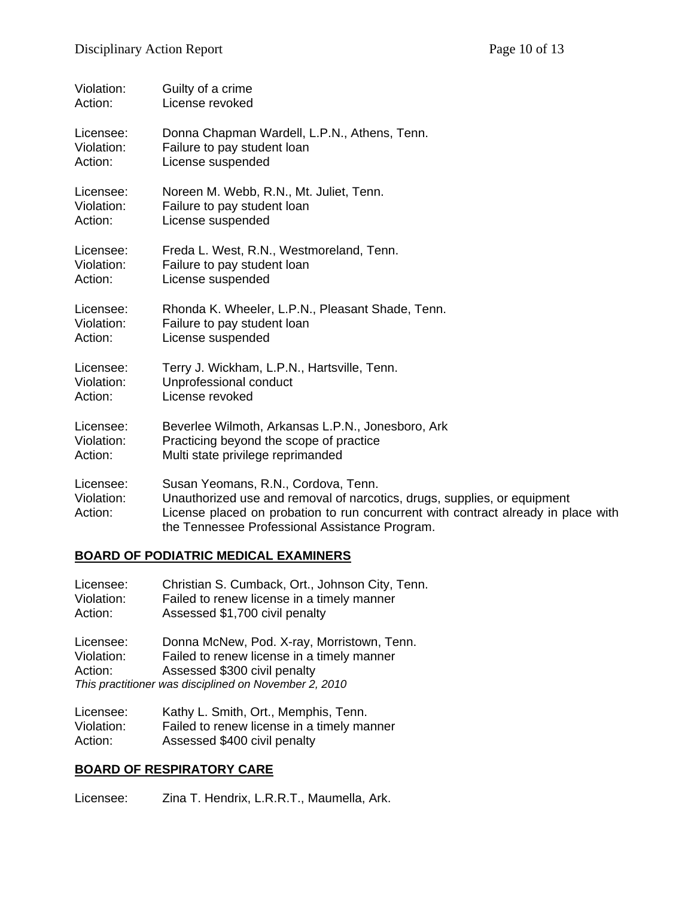Violation: Guilty of a crime
Action: License revoked

Licensee: Donna Chapman Wardell, L.P.N., Athens, Tenn.
Violation: Failure to pay student loan
Action: License suspended

Licensee: Noreen M. Webb, R.N., Mt. Juliet, Tenn.
Violation: Failure to pay student loan
Action: License suspended

Licensee: Freda L. West, R.N., Westmoreland, Tenn.
Violation: Failure to pay student loan
Action: License suspended

Licensee: Rhonda K. Wheeler, L.P.N., Pleasant Shade, Tenn.
Violation: Failure to pay student loan
Action: License suspended

Licensee: Terry J. Wickham, L.P.N., Hartsville, Tenn.
Violation: Unprofessional conduct
Action: License revoked

Licensee: Beverlee Wilmoth, Arkansas L.P.N., Jonesboro, Ark
Violation: Practicing beyond the scope of practice
Action: Multi state privilege reprimanded

Licensee: Susan Yeomans, R.N., Cordova, Tenn.
Violation: Unauthorized use and removal of narcotics, drugs, supplies, or equipment
Action: License placed on probation to run concurrent with contract already in place with the Tennessee Professional Assistance Program.

## BOARD OF PODIATRIC MEDICAL EXAMINERS

Licensee: Christian S. Cumback, Ort., Johnson City, Tenn.
Violation: Failed to renew license in a timely manner
Action: Assessed $1,700 civil penalty

Licensee: Donna McNew, Pod. X-ray, Morristown, Tenn.
Violation: Failed to renew license in a timely manner
Action: Assessed $300 civil penalty
*This practitioner was disciplined on November 2, 2010*

Licensee: Kathy L. Smith, Ort., Memphis, Tenn.
Violation: Failed to renew license in a timely manner
Action: Assessed $400 civil penalty

## BOARD OF RESPIRATORY CARE

Licensee: Zina T. Hendrix, L.R.R.T., Maumella, Ark.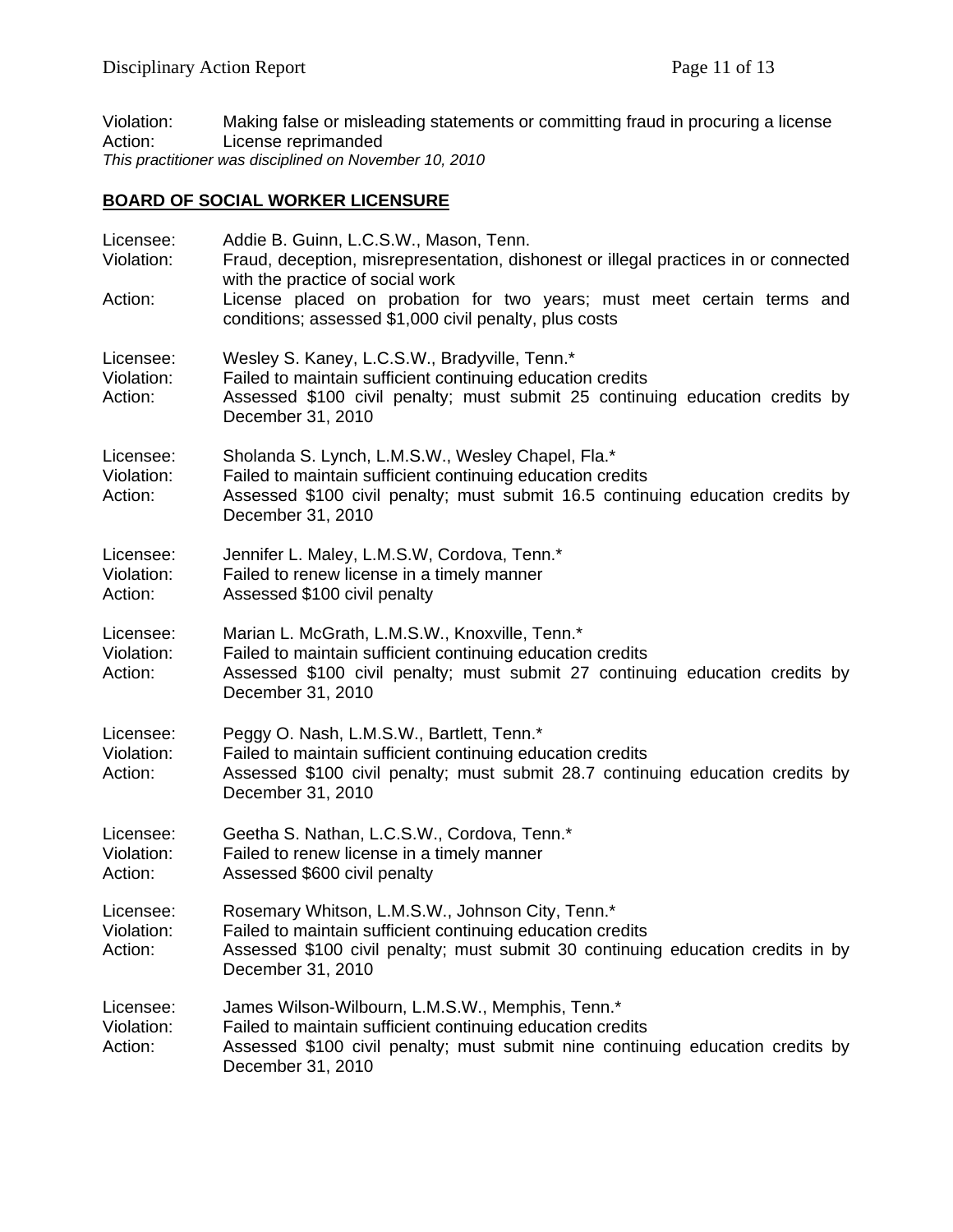Violation: Making false or misleading statements or committing fraud in procuring a license
Action: License reprimanded
*This practitioner was disciplined on November 10, 2010*

## BOARD OF SOCIAL WORKER LICENSURE

Licensee: Addie B. Guinn, L.C.S.W., Mason, Tenn.
Violation: Fraud, deception, misrepresentation, dishonest or illegal practices in or connected with the practice of social work
Action: License placed on probation for two years; must meet certain terms and conditions; assessed $1,000 civil penalty, plus costs

Licensee: Wesley S. Kaney, L.C.S.W., Bradyville, Tenn.*
Violation: Failed to maintain sufficient continuing education credits
Action: Assessed $100 civil penalty; must submit 25 continuing education credits by December 31, 2010

Licensee: Sholanda S. Lynch, L.M.S.W., Wesley Chapel, Fla.*
Violation: Failed to maintain sufficient continuing education credits
Action: Assessed $100 civil penalty; must submit 16.5 continuing education credits by December 31, 2010

Licensee: Jennifer L. Maley, L.M.S.W, Cordova, Tenn.*
Violation: Failed to renew license in a timely manner
Action: Assessed $100 civil penalty

Licensee: Marian L. McGrath, L.M.S.W., Knoxville, Tenn.*
Violation: Failed to maintain sufficient continuing education credits
Action: Assessed $100 civil penalty; must submit 27 continuing education credits by December 31, 2010

Licensee: Peggy O. Nash, L.M.S.W., Bartlett, Tenn.*
Violation: Failed to maintain sufficient continuing education credits
Action: Assessed $100 civil penalty; must submit 28.7 continuing education credits by December 31, 2010

Licensee: Geetha S. Nathan, L.C.S.W., Cordova, Tenn.*
Violation: Failed to renew license in a timely manner
Action: Assessed $600 civil penalty

Licensee: Rosemary Whitson, L.M.S.W., Johnson City, Tenn.*
Violation: Failed to maintain sufficient continuing education credits
Action: Assessed $100 civil penalty; must submit 30 continuing education credits in by December 31, 2010

Licensee: James Wilson-Wilbourn, L.M.S.W., Memphis, Tenn.*
Violation: Failed to maintain sufficient continuing education credits
Action: Assessed $100 civil penalty; must submit nine continuing education credits by December 31, 2010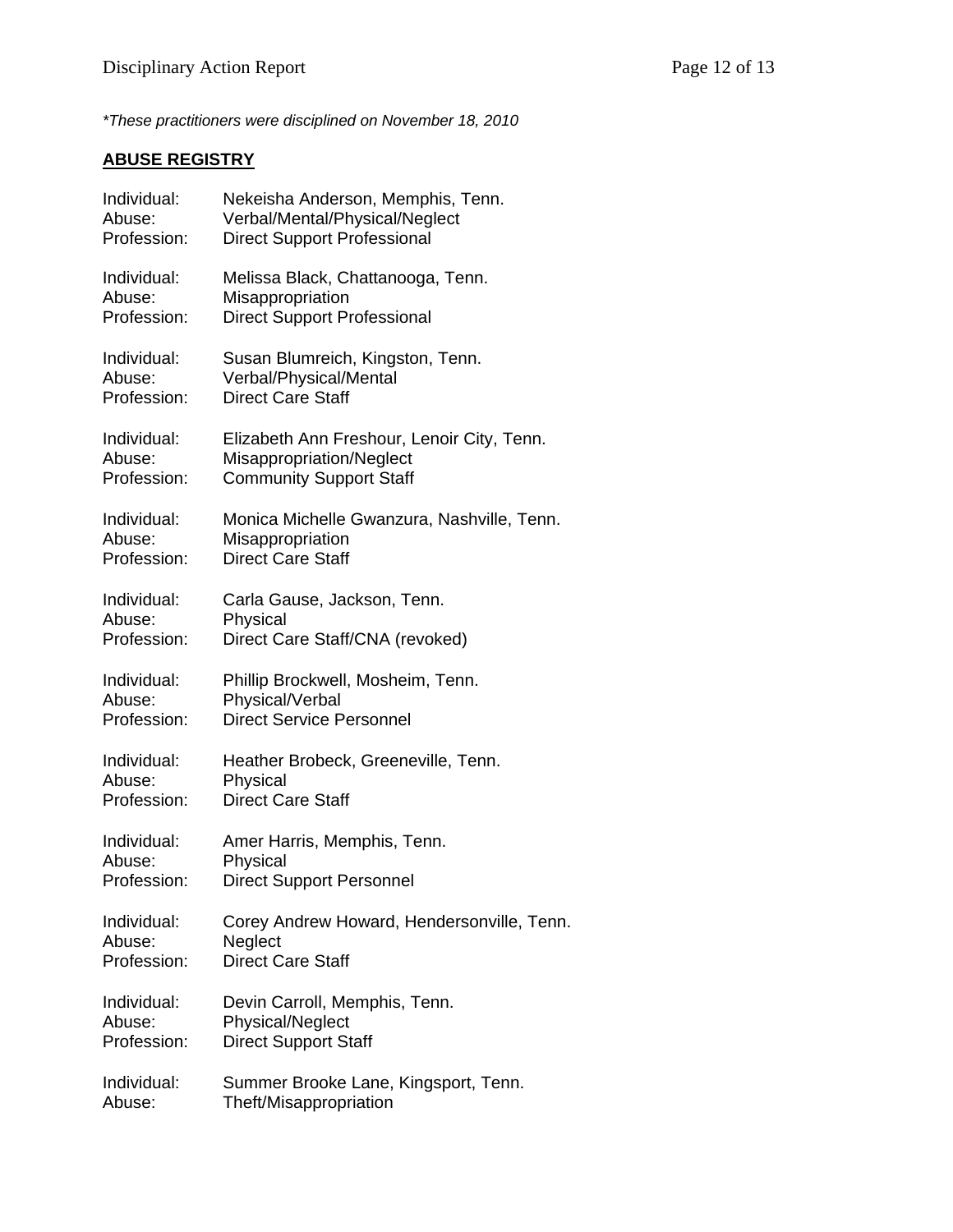*These practitioners were disciplined on November 18, 2010

## ABUSE REGISTRY

Individual: Nekeisha Anderson, Memphis, Tenn.
Abuse: Verbal/Mental/Physical/Neglect
Profession: Direct Support Professional

Individual: Melissa Black, Chattanooga, Tenn.
Abuse: Misappropriation
Profession: Direct Support Professional

Individual: Susan Blumreich, Kingston, Tenn.
Abuse: Verbal/Physical/Mental
Profession: Direct Care Staff

Individual: Elizabeth Ann Freshour, Lenoir City, Tenn.
Abuse: Misappropriation/Neglect
Profession: Community Support Staff

Individual: Monica Michelle Gwanzura, Nashville, Tenn.
Abuse: Misappropriation
Profession: Direct Care Staff

Individual: Carla Gause, Jackson, Tenn.
Abuse: Physical
Profession: Direct Care Staff/CNA (revoked)

Individual: Phillip Brockwell, Mosheim, Tenn.
Abuse: Physical/Verbal
Profession: Direct Service Personnel

Individual: Heather Brobeck, Greeneville, Tenn.
Abuse: Physical
Profession: Direct Care Staff

Individual: Amer Harris, Memphis, Tenn.
Abuse: Physical
Profession: Direct Support Personnel

Individual: Corey Andrew Howard, Hendersonville, Tenn.
Abuse: Neglect
Profession: Direct Care Staff

Individual: Devin Carroll, Memphis, Tenn.
Abuse: Physical/Neglect
Profession: Direct Support Staff

Individual: Summer Brooke Lane, Kingsport, Tenn.
Abuse: Theft/Misappropriation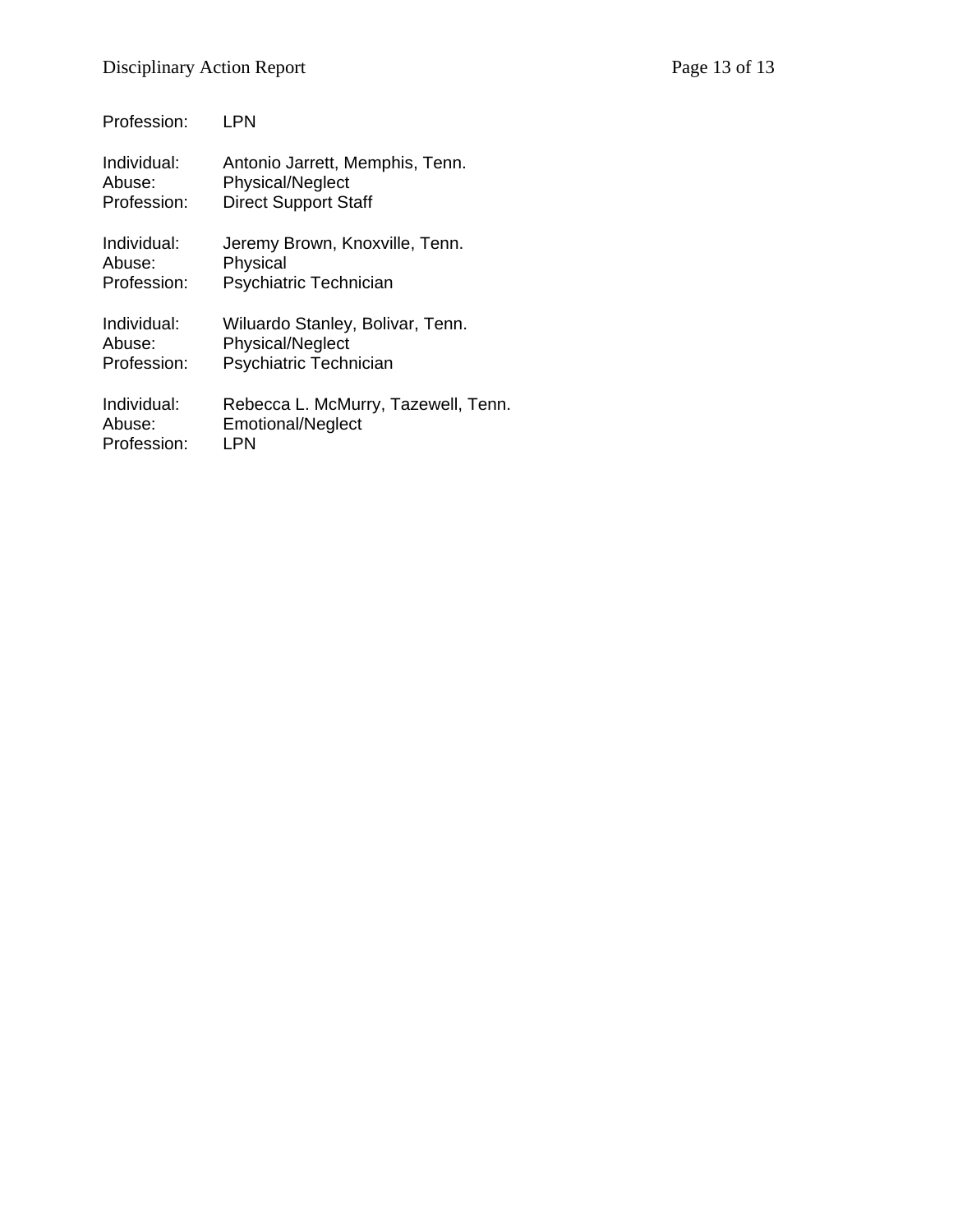Profession: LPN

Individual: Antonio Jarrett, Memphis, Tenn.
Abuse: Physical/Neglect
Profession: Direct Support Staff

Individual: Jeremy Brown, Knoxville, Tenn.
Abuse: Physical
Profession: Psychiatric Technician

Individual: Wiluardo Stanley, Bolivar, Tenn.
Abuse: Physical/Neglect
Profession: Psychiatric Technician

Individual: Rebecca L. McMurry, Tazewell, Tenn.
Abuse: Emotional/Neglect
Profession: LPN